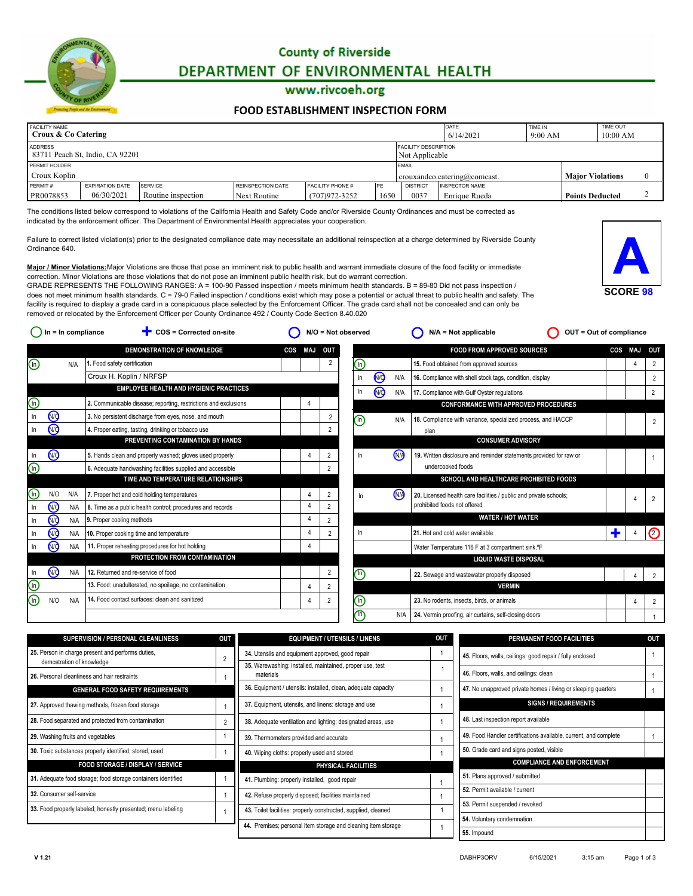# County of Riverside
# DEPARTMENT OF ENVIRONMENTAL HEALTH
www.rivcoeh.org

## FOOD ESTABLISHMENT INSPECTION FORM

| FACILITY NAME | DATE | TIME IN | TIME OUT |
|---|---|---|---|
| Croux & Co Catering | 6/14/2021 | 9:00 AM | 10:00 AM |

| ADDRESS | FACILITY DESCRIPTION |
|---|---|
| 83711 Peach St, Indio, CA 92201 | Not Applicable |

| PERMIT HOLDER | EMAIL | |
|---|---|---|
| Croux Koplin | crouxandco.catering@comcast. | Major Violations 0 |

| PERMIT # | EXPIRATION DATE | SERVICE | REINSPECTION DATE | FACILITY PHONE # | PE | DISTRICT | INSPECTOR NAME | |
|---|---|---|---|---|---|---|---|---|
| PR0078853 | 06/30/2021 | Routine inspection | Next Routine | (707)972-3252 | 1650 | 0037 | Enrique Rueda | Points Deducted 2 |

The conditions listed below correspond to violations of the California Health and Safety Code and/or Riverside County Ordinances and must be corrected as indicated by the enforcement officer. The Department of Environmental Health appreciates your cooperation.

Failure to correct listed violation(s) prior to the designated compliance date may necessitate an additional reinspection at a charge determined by Riverside County Ordinance 640.

**Major / Minor Violations:** Major Violations are those that pose an imminent risk to public health and warrant immediate closure of the food facility or immediate correction. Minor Violations are those violations that do not pose an imminent public health risk, but do warrant correction.
GRADE REPRESENTS THE FOLLOWING RANGES: A = 100-90 Passed inspection / meets minimum health standards. B = 89-80 Did not pass inspection / does not meet minimum health standards. C = 79-0 Failed inspection / conditions exist which may pose a potential or actual threat to public health and safety. The facility is required to display a grade card in a conspicuous place selected by the Enforcement Officer. The grade card shall not be concealed and can only be removed or relocated by the Enforcement Officer per County Ordinance 492 / County Code Section 8.40.020

**A**
**SCORE 98**

In = In compliance | COS = Corrected on-site | N/O = Not observed | N/A = Not applicable | OUT = Out of compliance

| Status | | | DEMONSTRATION OF KNOWLEDGE | COS | MAJ | OUT |
|---|---|---|---|---|---|---|
| (In) | | N/A | 1. Food safety certification | | | 2 |
| | | | Croux H. Koplin / NRFSP | | | |
| | | | **EMPLOYEE HEALTH AND HYGIENIC PRACTICES** | | | |
| (In) | | | 2. Communicable disease; reporting, restrictions and exclusions | | 4 | |
| In | (N/O) | | 3. No persistent discharge from eyes, nose, and mouth | | | 2 |
| In | (N/O) | | 4. Proper eating, tasting, drinking or tobacco use | | | 2 |
| | | | **PREVENTING CONTAMINATION BY HANDS** | | | |
| In | (N/O) | | 5. Hands clean and properly washed; gloves used properly | | 4 | 2 |
| (In) | | | 6. Adequate handwashing facilities supplied and accessible | | | 2 |
| | | | **TIME AND TEMPERATURE RELATIONSHIPS** | | | |
| (In) | N/O | N/A | 7. Proper hot and cold holding temperatures | | 4 | 2 |
| In | (N/O) | N/A | 8. Time as a public health control; procedures and records | | 4 | 2 |
| In | (N/O) | N/A | 9. Proper cooling methods | | 4 | 2 |
| In | (N/O) | N/A | 10. Proper cooking time and temperature | | 4 | 2 |
| In | (N/O) | N/A | 11. Proper reheating procedures for hot holding | | 4 | |
| | | | **PROTECTION FROM CONTAMINATION** | | | |
| In | (N/O) | N/A | 12. Returned and re-service of food | | | 2 |
| (In) | | | 13. Food: unadulterated, no spoilage, no contamination | | 4 | 2 |
| (In) | N/O | N/A | 14. Food contact surfaces: clean and sanitized | | 4 | 2 |

| Status | | | FOOD FROM APPROVED SOURCES | COS | MAJ | OUT |
|---|---|---|---|---|---|---|
| (In) | | | 15. Food obtained from approved sources | | 4 | 2 |
| In | (N/O) | N/A | 16. Compliance with shell stock tags, condition, display | | | 2 |
| In | (N/O) | N/A | 17. Compliance with Gulf Oyster regulations | | | 2 |
| | | | **CONFORMANCE WITH APPROVED PROCEDURES** | | | |
| (In) | | N/A | 18. Compliance with variance, specialized process, and HACCP plan | | | 2 |
| | | | **CONSUMER ADVISORY** | | | |
| In | | (N/A) | 19. Written disclosure and reminder statements provided for raw or undercooked foods | | | 1 |
| | | | **SCHOOL AND HEALTHCARE PROHIBITED FOODS** | | | |
| In | | (N/A) | 20. Licensed health care facilities / public and private schools; prohibited foods not offered | | 4 | 2 |
| | | | **WATER / HOT WATER** | | | |
| In | | | 21. Hot and cold water available | + | 4 | (2) |
| | | | Water Temperature 116 F at 3 compartment sink.°F | | | |
| | | | **LIQUID WASTE DISPOSAL** | | | |
| (In) | | | 22. Sewage and wastewater properly disposed | | 4 | 2 |
| | | | **VERMIN** | | | |
| (In) | | | 23. No rodents, insects, birds, or animals | | 4 | 2 |
| (In) | | N/A | 24. Vermin proofing, air curtains, self-closing doors | | | 1 |

| SUPERVISION / PERSONAL CLEANLINESS | OUT |
|---|---|
| 25. Person in charge present and performs duties, demostration of knowledge | 2 |
| 26. Personal cleanliness and hair restraints | 1 |
| **GENERAL FOOD SAFETY REQUIREMENTS** | |
| 27. Approved thawing methods, frozen food storage | 1 |
| 28. Food separated and protected from contamination | 2 |
| 29. Washing fruits and vegetables | 1 |
| 30. Toxic substances properly identified, stored, used | 1 |
| **FOOD STORAGE / DISPLAY / SERVICE** | |
| 31. Adequate food storage; food storage containers identified | 1 |
| 32. Consumer self-service | 1 |
| 33. Food properly labeled; honestly presented; menu labeling | 1 |

| EQUIPMENT / UTENSILS / LINENS | OUT |
|---|---|
| 34. Utensils and equipment approved, good repair | 1 |
| 35. Warewashing: installed, maintained, proper use, test materials | 1 |
| 36. Equipment / utensils: installed, clean, adequate capacity | 1 |
| 37. Equipment, utensils, and linens: storage and use | 1 |
| 38. Adequate ventilation and lighting; designated areas, use | 1 |
| 39. Thermometers provided and accurate | 1 |
| 40. Wiping cloths: properly used and stored | 1 |
| **PHYSICAL FACILITIES** | |
| 41. Plumbing: properly installed, good repair | 1 |
| 42. Refuse properly disposed; facilities maintained | 1 |
| 43. Toilet facilities: properly constructed, supplied, cleaned | 1 |
| 44. Premises; personal item storage and cleaning item storage | 1 |

| PERMANENT FOOD FACILITIES | OUT |
|---|---|
| 45. Floors, walls, ceilings: good repair / fully enclosed | 1 |
| 46. Floors, walls, and ceilings: clean | 1 |
| 47. No unapproved private homes / living or sleeping quarters | 1 |
| **SIGNS / REQUIREMENTS** | |
| 48. Last inspection report available | |
| 49. Food Handler certifications available, current, and complete | 1 |
| 50. Grade card and signs posted, visible | |
| **COMPLIANCE AND ENFORCEMENT** | |
| 51. Plans approved / submitted | |
| 52. Permit available / current | |
| 53. Permit suspended / revoked | |
| 54. Voluntary condemnation | |
| 55. Impound | |

V 1.21 DABHP3ORV 6/15/2021 3:15 am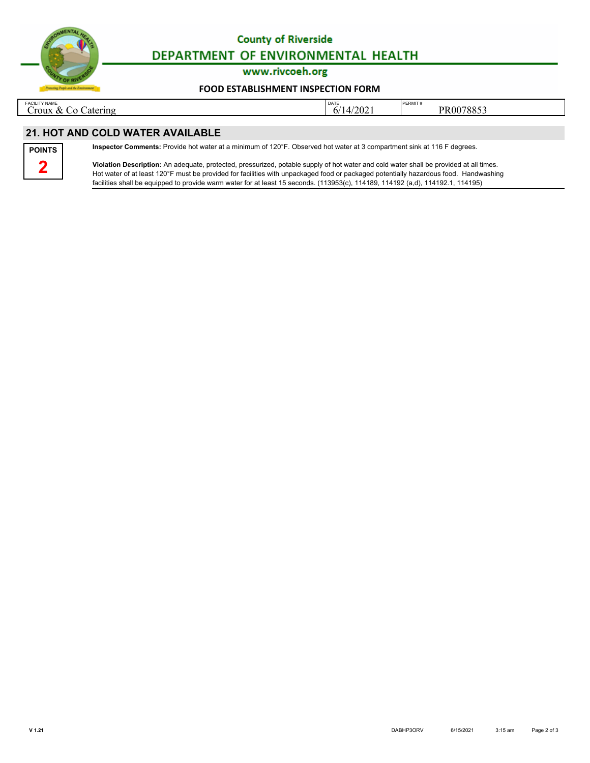# County of Riverside
## DEPARTMENT OF ENVIRONMENTAL HEALTH
www.rivcoeh.org

### FOOD ESTABLISHMENT INSPECTION FORM

| FACILITY NAME | DATE | PERMIT # |
|---|---|---|
| Croux & Co Catering | 6/14/2021 | PR0078853 |

## 21. HOT AND COLD WATER AVAILABLE

**POINTS**
**2**

**Inspector Comments:** Provide hot water at a minimum of 120°F. Observed hot water at 3 compartment sink at 116 F degrees.

**Violation Description:** An adequate, protected, pressurized, potable supply of hot water and cold water shall be provided at all times. Hot water of at least 120°F must be provided for facilities with unpackaged food or packaged potentially hazardous food. Handwashing facilities shall be equipped to provide warm water for at least 15 seconds. (113953(c), 114189, 114192 (a,d), 114192.1, 114195)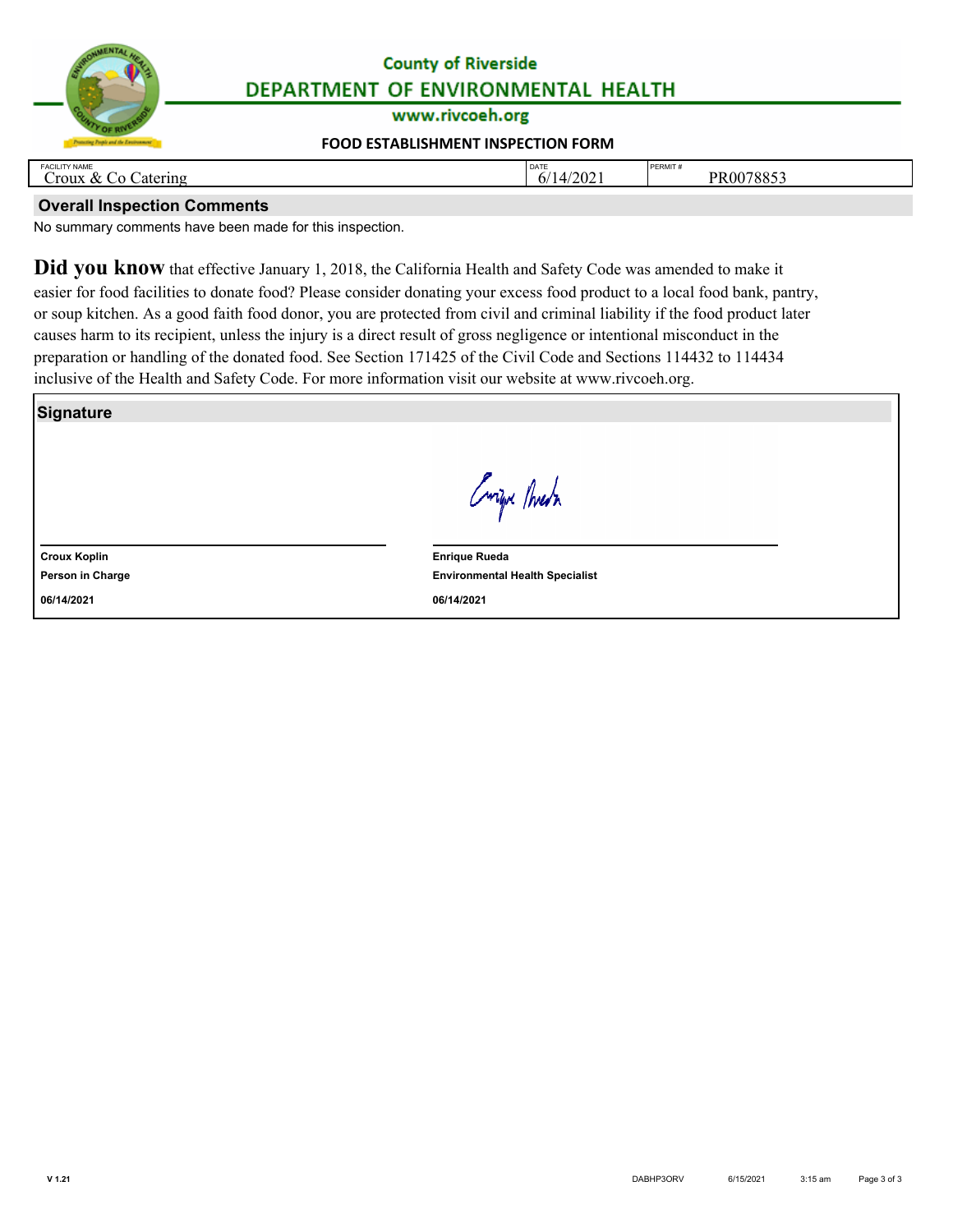**County of Riverside**
**DEPARTMENT OF ENVIRONMENTAL HEALTH**
www.rivcoeh.org

**FOOD ESTABLISHMENT INSPECTION FORM**

| FACILITY NAME | DATE | PERMIT # |
|---|---|---|
| Croux & Co Catering | 6/14/2021 | PR0078853 |

## Overall Inspection Comments

No summary comments have been made for this inspection.

**Did you know** that effective January 1, 2018, the California Health and Safety Code was amended to make it easier for food facilities to donate food? Please consider donating your excess food product to a local food bank, pantry, or soup kitchen. As a good faith food donor, you are protected from civil and criminal liability if the food product later causes harm to its recipient, unless the injury is a direct result of gross negligence or intentional misconduct in the preparation or handling of the donated food. See Section 171425 of the Civil Code and Sections 114432 to 114434 inclusive of the Health and Safety Code. For more information visit our website at www.rivcoeh.org.

## Signature

| | |
|---|---|
| **Croux Koplin** | **Enrique Rueda** |
| **Person in Charge** | **Environmental Health Specialist** |
| **06/14/2021** | **06/14/2021** |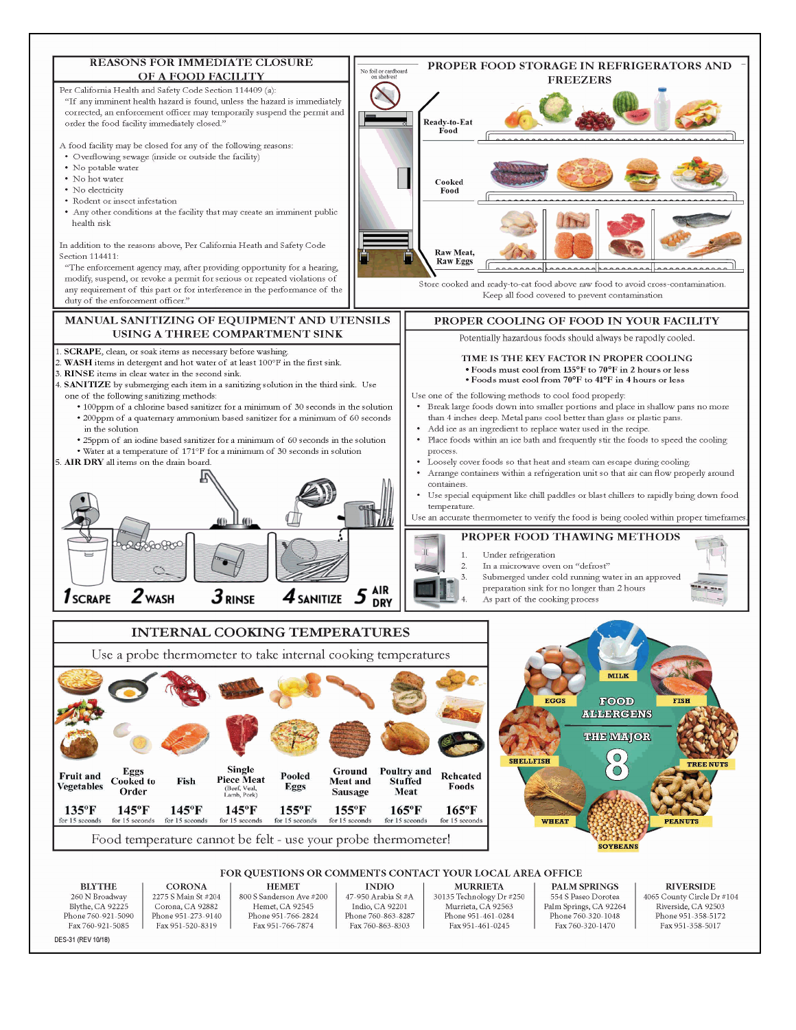## REASONS FOR IMMEDIATE CLOSURE OF A FOOD FACILITY

Per California Health and Safety Code Section 114409 (a):
"If any imminent health hazard is found, unless the hazard is immediately corrected, an enforcement officer may temporarily suspend the permit and order the food facility immediately closed."

A food facility may be closed for any of the following reasons:

- Overflowing sewage (inside or outside the facility)
- No potable water
- No hot water
- No electricity
- Rodent or insect infestation
- Any other conditions at the facility that may create an imminent public health risk

In addition to the reasons above, Per California Heath and Safety Code Section 114411:
"The enforcement agency may, after providing opportunity for a hearing, modify, suspend, or revoke a permit for serious or repeated violations of any requirement of this part or for interference in the performance of the duty of the enforcement officer."

## PROPER FOOD STORAGE IN REFRIGERATORS AND FREEZERS

No foil or cardboard on shelves!

Ready-to-Eat Food

Cooked Food

Raw Meat, Raw Eggs

Store cooked and ready-to-eat food above raw food to avoid cross-contamination.
Keep all food covered to prevent contamination

## MANUAL SANITIZING OF EQUIPMENT AND UTENSILS USING A THREE COMPARTMENT SINK

1. **SCRAPE**, clean, or soak items as necessary before washing.
2. **WASH** items in detergent and hot water of at least 100°F in the first sink.
3. **RINSE** items in clear water in the second sink.
4. **SANITIZE** by submerging each item in a sanitizing solution in the third sink. Use one of the following sanitizing methods:
   - 100ppm of a chlorine based sanitizer for a minimum of 30 seconds in the solution
   - 200ppm of a quaternary ammonium based sanitizer for a minimum of 60 seconds in the solution
   - 25ppm of an iodine based sanitizer for a minimum of 60 seconds in the solution
   - Water at a temperature of 171°F for a minimum of 30 seconds in solution
5. **AIR DRY** all items on the drain board.

1 SCRAPE 2 WASH 3 RINSE 4 SANITIZE 5 AIR DRY

## PROPER COOLING OF FOOD IN YOUR FACILITY

Potentially hazardous foods should always be rapodly cooled.

**TIME IS THE KEY FACTOR IN PROPER COOLING**

- **Foods must cool from 135°F to 70°F in 2 hours or less**
- **Foods must cool from 70°F to 41°F in 4 hours or less**

Use one of the following methods to cool food properly:

- Break large foods down into smaller portions and place in shallow pans no more than 4 inches deep. Metal pans cool better than glass or plastic pans.
- Add ice as an ingredient to replace water used in the recipe.
- Place foods within an ice bath and frequently stir the foods to speed the cooling process.
- Loosely cover foods so that heat and steam can escape during cooling.
- Arrange containers within a refrigeration unit so that air can flow properly around containers.
- Use special equipment like chill paddles or blast chillers to rapidly bring down food temperature.

Use an accurate thermometer to verify the food is being cooled within proper timeframes.

## PROPER FOOD THAWING METHODS

1. Under refrigeration
2. In a microwave oven on "defrost"
3. Submerged under cold running water in an approved preparation sink for no longer than 2 hours
4. As part of the cooking process

## INTERNAL COOKING TEMPERATURES

Use a probe thermometer to take internal cooking temperatures

| Fruit and Vegetables | Eggs Cooked to Order | Fish | Single Piece Meat (Beef, Veal, Lamb, Pork) | Pooled Eggs | Ground Meat and Sausage | Poultry and Stuffed Meat | Reheated Foods |
|---|---|---|---|---|---|---|---|
| 135°F for 15 seconds | 145°F for 15 seconds | 145°F for 15 seconds | 145°F for 15 seconds | 155°F for 15 seconds | 155°F for 15 seconds | 165°F for 15 seconds | 165°F for 15 seconds |

Food temperature cannot be felt - use your probe thermometer!

## THE MAJOR 8 FOOD ALLERGENS

MILK, EGGS, FISH, SHELLFISH, TREE NUTS, WHEAT, PEANUTS, SOYBEANS

## FOR QUESTIONS OR COMMENTS CONTACT YOUR LOCAL AREA OFFICE

| BLYTHE | CORONA | HEMET | INDIO | MURRIETA | PALM SPRINGS | RIVERSIDE |
|---|---|---|---|---|---|---|
| 260 N Broadway | 2275 S Main St #204 | 800 S Sanderson Ave #200 | 47-950 Arabia St #A | 30135 Technology Dr #250 | 554 S Paseo Dorotea | 4065 County Circle Dr #104 |
| Blythe, CA 92225 | Corona, CA 92882 | Hemet, CA 92545 | Indio, CA 92201 | Murrieta, CA 92563 | Palm Springs, CA 92264 | Riverside, CA 92503 |
| Phone 760-921-5090 | Phone 951-273-9140 | Phone 951-766-2824 | Phone 760-863-8287 | Phone 951-461-0284 | Phone 760-320-1048 | Phone 951-358-5172 |
| Fax 760-921-5085 | Fax 951-520-8319 | Fax 951-766-7874 | Fax 760-863-8303 | Fax 951-461-0245 | Fax 760-320-1470 | Fax 951-358-5017 |

DES-31 (REV 10/18)